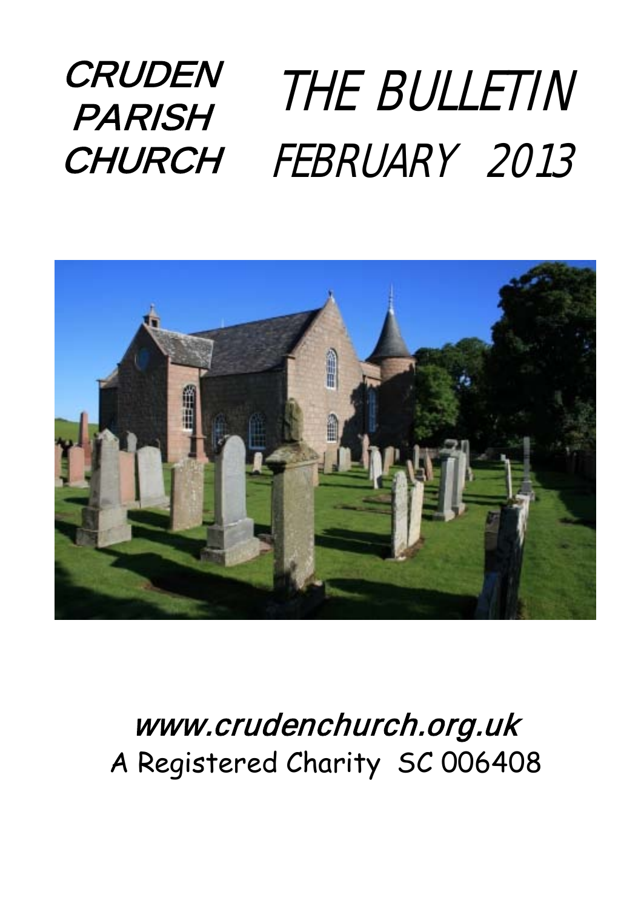# CRUDEN PARISH CHURCH

# THE BULLETIN

## FEBRUARY 2013

**www.crudenchurch.org.uk**

A Registered Charity SC 006408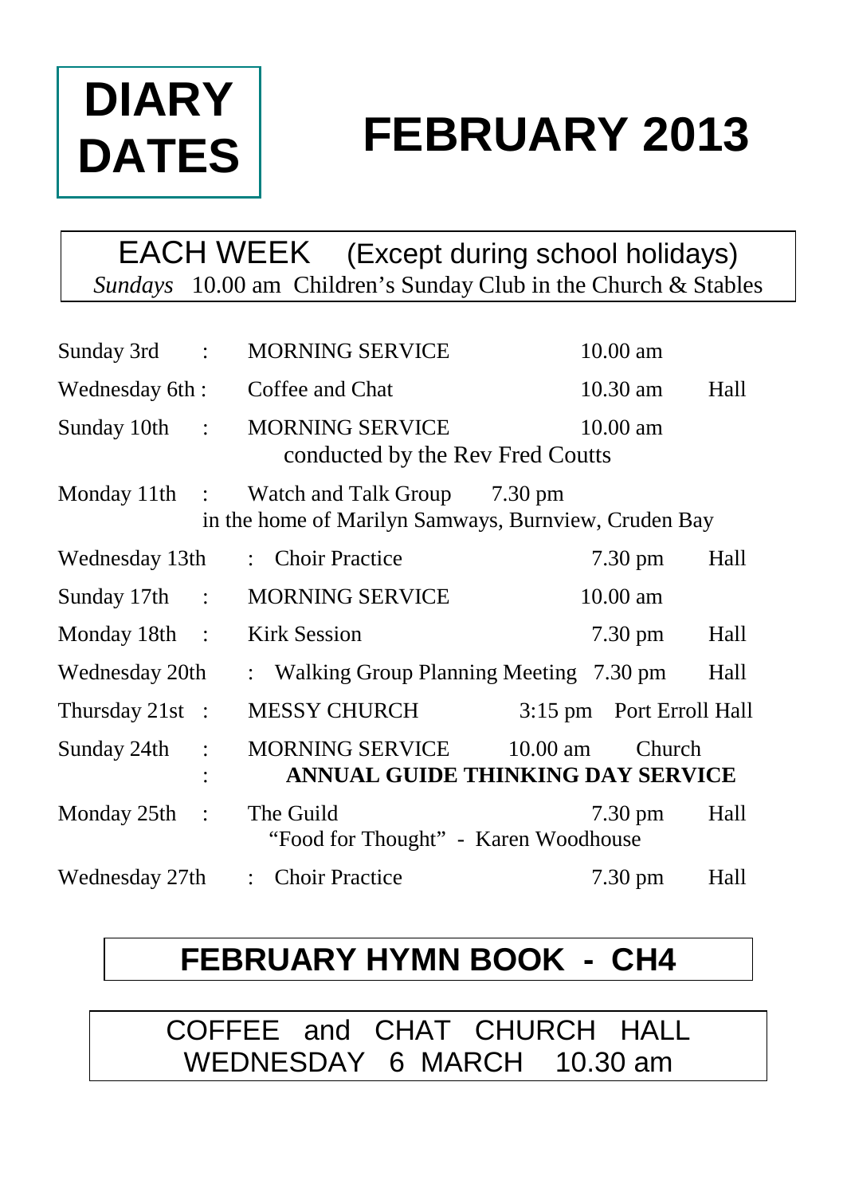# DIARY DATES

# FEBRUARY 2013

**EACH WEEK** (Except during school holidays)

*Sundays* 10.00 am Children's Sunday Club in the Church & Stables

| | | | |
|---|---|---|---|
| Sunday 3rd : | MORNING SERVICE | 10.00 am | |
| Wednesday 6th : | Coffee and Chat | 10.30 am | Hall |
| Sunday 10th : | MORNING SERVICE<br>conducted by the Rev Fred Coutts | 10.00 am | |
| Monday 11th : | Watch and Talk Group<br>in the home of Marilyn Samways, Burnview, Cruden Bay | 7.30 pm | |
| Wednesday 13th : | Choir Practice | 7.30 pm | Hall |
| Sunday 17th : | MORNING SERVICE | 10.00 am | |
| Monday 18th : | Kirk Session | 7.30 pm | Hall |
| Wednesday 20th : | Walking Group Planning Meeting | 7.30 pm | Hall |
| Thursday 21st : | MESSY CHURCH | 3:15 pm | Port Erroll Hall |
| Sunday 24th : | MORNING SERVICE<br>**ANNUAL GUIDE THINKING DAY SERVICE** | 10.00 am | Church |
| Monday 25th : | The Guild<br>"Food for Thought" - Karen Woodhouse | 7.30 pm | Hall |
| Wednesday 27th : | Choir Practice | 7.30 pm | Hall |

## FEBRUARY HYMN BOOK - CH4

COFFEE and CHAT CHURCH HALL
WEDNESDAY 6 MARCH 10.30 am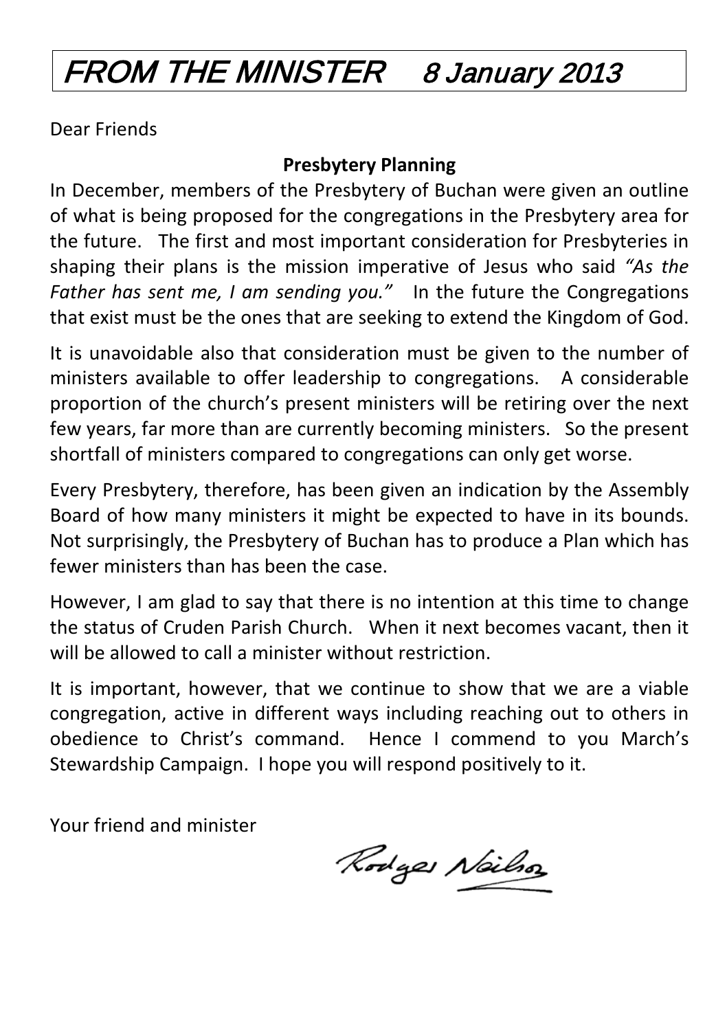# FROM THE MINISTER 8 January 2013

Dear Friends

**Presbytery Planning**

In December, members of the Presbytery of Buchan were given an outline of what is being proposed for the congregations in the Presbytery area for the future. The first and most important consideration for Presbyteries in shaping their plans is the mission imperative of Jesus who said *"As the Father has sent me, I am sending you."* In the future the Congregations that exist must be the ones that are seeking to extend the Kingdom of God.

It is unavoidable also that consideration must be given to the number of ministers available to offer leadership to congregations. A considerable proportion of the church's present ministers will be retiring over the next few years, far more than are currently becoming ministers. So the present shortfall of ministers compared to congregations can only get worse.

Every Presbytery, therefore, has been given an indication by the Assembly Board of how many ministers it might be expected to have in its bounds. Not surprisingly, the Presbytery of Buchan has to produce a Plan which has fewer ministers than has been the case.

However, I am glad to say that there is no intention at this time to change the status of Cruden Parish Church. When it next becomes vacant, then it will be allowed to call a minister without restriction.

It is important, however, that we continue to show that we are a viable congregation, active in different ways including reaching out to others in obedience to Christ's command. Hence I commend to you March's Stewardship Campaign. I hope you will respond positively to it.

Your friend and minister

Rodger Neilson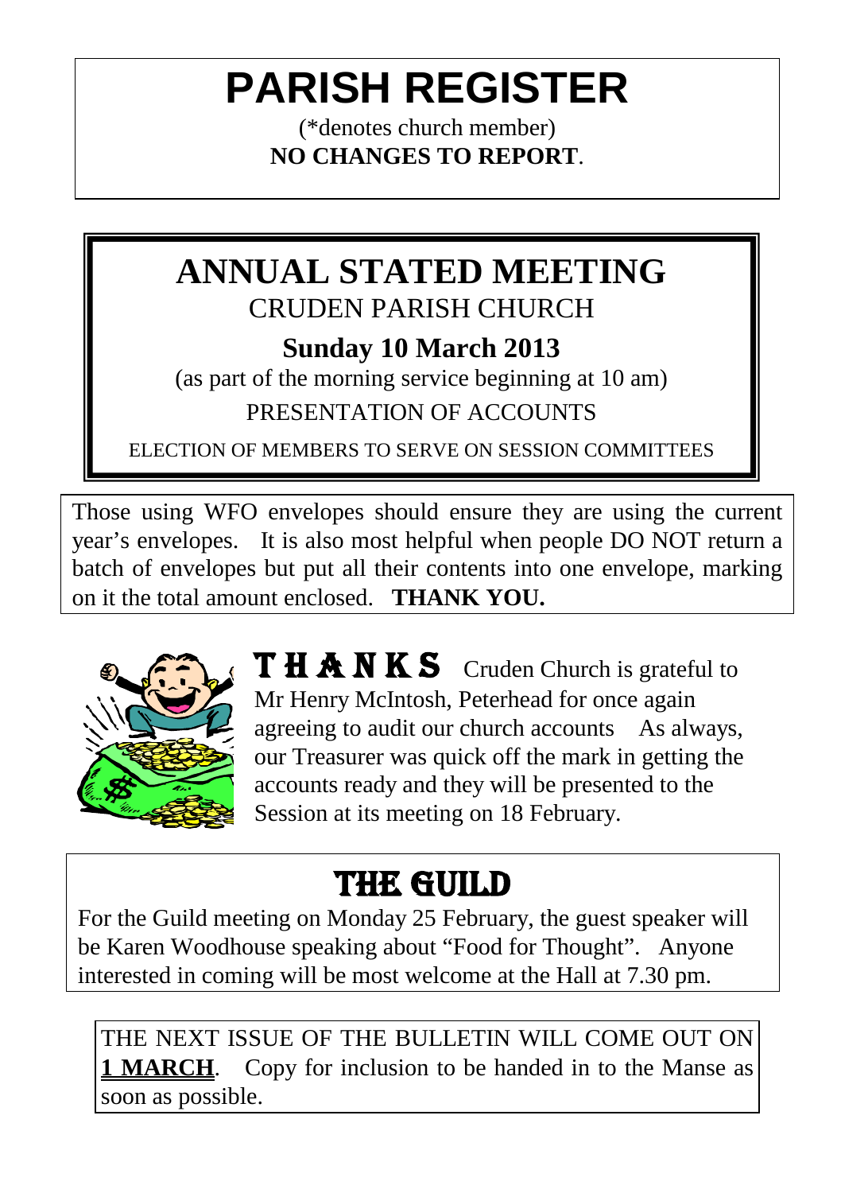# PARISH REGISTER

(*denotes church member)

**NO CHANGES TO REPORT**.

## ANNUAL STATED MEETING

CRUDEN PARISH CHURCH

**Sunday 10 March 2013**

(as part of the morning service beginning at 10 am)

PRESENTATION OF ACCOUNTS

ELECTION OF MEMBERS TO SERVE ON SESSION COMMITTEES

Those using WFO envelopes should ensure they are using the current year's envelopes. It is also most helpful when people DO NOT return a batch of envelopes but put all their contents into one envelope, marking on it the total amount enclosed. **THANK YOU.**

**THANKS** Cruden Church is grateful to Mr Henry McIntosh, Peterhead for once again agreeing to audit our church accounts As always, our Treasurer was quick off the mark in getting the accounts ready and they will be presented to the Session at its meeting on 18 February.

## THE GUILD

For the Guild meeting on Monday 25 February, the guest speaker will be Karen Woodhouse speaking about "Food for Thought". Anyone interested in coming will be most welcome at the Hall at 7.30 pm.

THE NEXT ISSUE OF THE BULLETIN WILL COME OUT ON **1 MARCH**. Copy for inclusion to be handed in to the Manse as soon as possible.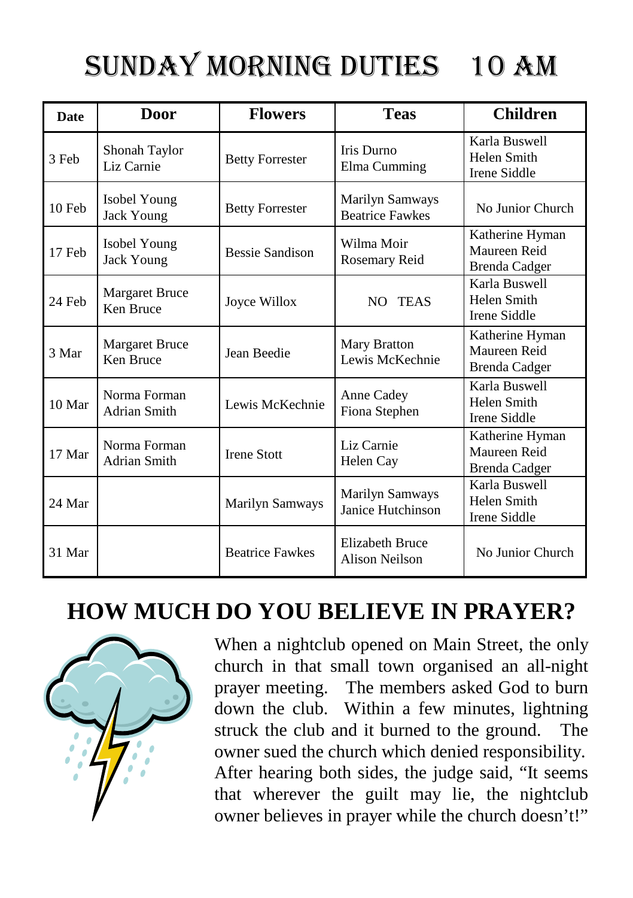# SUNDAY MORNING DUTIES 10 AM

| Date | Door | Flowers | Teas | Children |
|---|---|---|---|---|
| 3 Feb | Shonah Taylor<br>Liz Carnie | Betty Forrester | Iris Durno<br>Elma Cumming | Karla Buswell<br>Helen Smith<br>Irene Siddle |
| 10 Feb | Isobel Young<br>Jack Young | Betty Forrester | Marilyn Samways<br>Beatrice Fawkes | No Junior Church |
| 17 Feb | Isobel Young<br>Jack Young | Bessie Sandison | Wilma Moir<br>Rosemary Reid | Katherine Hyman<br>Maureen Reid<br>Brenda Cadger |
| 24 Feb | Margaret Bruce<br>Ken Bruce | Joyce Willox | NO TEAS | Karla Buswell<br>Helen Smith<br>Irene Siddle |
| 3 Mar | Margaret Bruce<br>Ken Bruce | Jean Beedie | Mary Bratton<br>Lewis McKechnie | Katherine Hyman<br>Maureen Reid<br>Brenda Cadger |
| 10 Mar | Norma Forman<br>Adrian Smith | Lewis McKechnie | Anne Cadey<br>Fiona Stephen | Karla Buswell<br>Helen Smith<br>Irene Siddle |
| 17 Mar | Norma Forman<br>Adrian Smith | Irene Stott | Liz Carnie<br>Helen Cay | Katherine Hyman<br>Maureen Reid<br>Brenda Cadger |
| 24 Mar | | Marilyn Samways | Marilyn Samways<br>Janice Hutchinson | Karla Buswell<br>Helen Smith<br>Irene Siddle |
| 31 Mar | | Beatrice Fawkes | Elizabeth Bruce<br>Alison Neilson | No Junior Church |

## HOW MUCH DO YOU BELIEVE IN PRAYER?

When a nightclub opened on Main Street, the only church in that small town organised an all-night prayer meeting. The members asked God to burn down the club. Within a few minutes, lightning struck the club and it burned to the ground. The owner sued the church which denied responsibility. After hearing both sides, the judge said, "It seems that wherever the guilt may lie, the nightclub owner believes in prayer while the church doesn't!"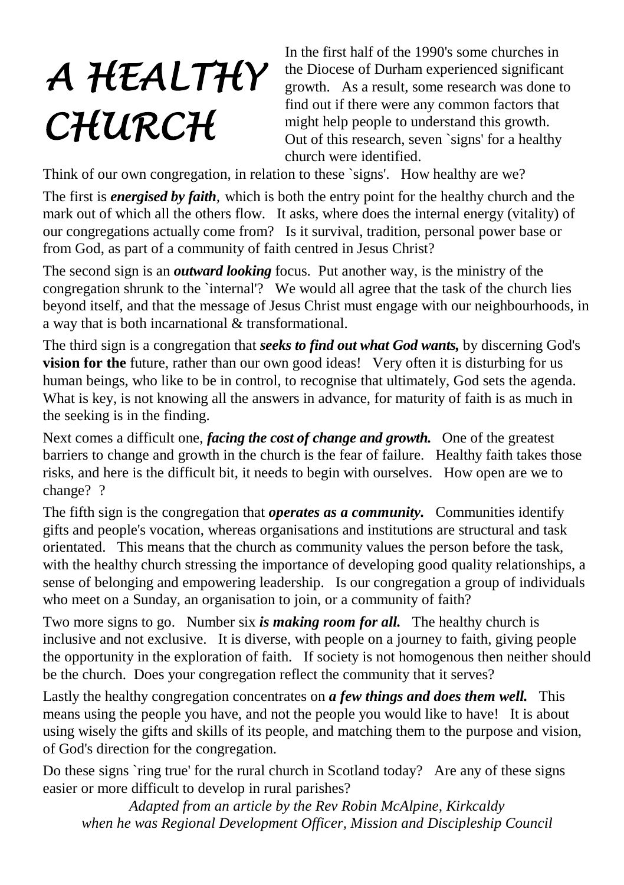# A HEALTHY CHURCH

In the first half of the 1990's some churches in the Diocese of Durham experienced significant growth. As a result, some research was done to find out if there were any common factors that might help people to understand this growth. Out of this research, seven `signs' for a healthy church were identified.

Think of our own congregation, in relation to these `signs'. How healthy are we?

The first is ***energised by faith***, which is both the entry point for the healthy church and the mark out of which all the others flow. It asks, where does the internal energy (vitality) of our congregations actually come from? Is it survival, tradition, personal power base or from God, as part of a community of faith centred in Jesus Christ?

The second sign is an ***outward looking*** focus. Put another way, is the ministry of the congregation shrunk to the `internal'? We would all agree that the task of the church lies beyond itself, and that the message of Jesus Christ must engage with our neighbourhoods, in a way that is both incarnational & transformational.

The third sign is a congregation that ***seeks to find out what God wants,*** by discerning God's **vision for the** future, rather than our own good ideas! Very often it is disturbing for us human beings, who like to be in control, to recognise that ultimately, God sets the agenda. What is key, is not knowing all the answers in advance, for maturity of faith is as much in the seeking is in the finding.

Next comes a difficult one, ***facing the cost of change and growth.*** One of the greatest barriers to change and growth in the church is the fear of failure. Healthy faith takes those risks, and here is the difficult bit, it needs to begin with ourselves. How open are we to change? ?

The fifth sign is the congregation that ***operates as a community.*** Communities identify gifts and people's vocation, whereas organisations and institutions are structural and task orientated. This means that the church as community values the person before the task, with the healthy church stressing the importance of developing good quality relationships, a sense of belonging and empowering leadership. Is our congregation a group of individuals who meet on a Sunday, an organisation to join, or a community of faith?

Two more signs to go. Number six ***is making room for all.*** The healthy church is inclusive and not exclusive. It is diverse, with people on a journey to faith, giving people the opportunity in the exploration of faith. If society is not homogenous then neither should be the church. Does your congregation reflect the community that it serves?

Lastly the healthy congregation concentrates on ***a few things and does them well.*** This means using the people you have, and not the people you would like to have! It is about using wisely the gifts and skills of its people, and matching them to the purpose and vision, of God's direction for the congregation.

Do these signs `ring true' for the rural church in Scotland today? Are any of these signs easier or more difficult to develop in rural parishes?

*Adapted from an article by the Rev Robin McAlpine, Kirkcaldy when he was Regional Development Officer, Mission and Discipleship Council*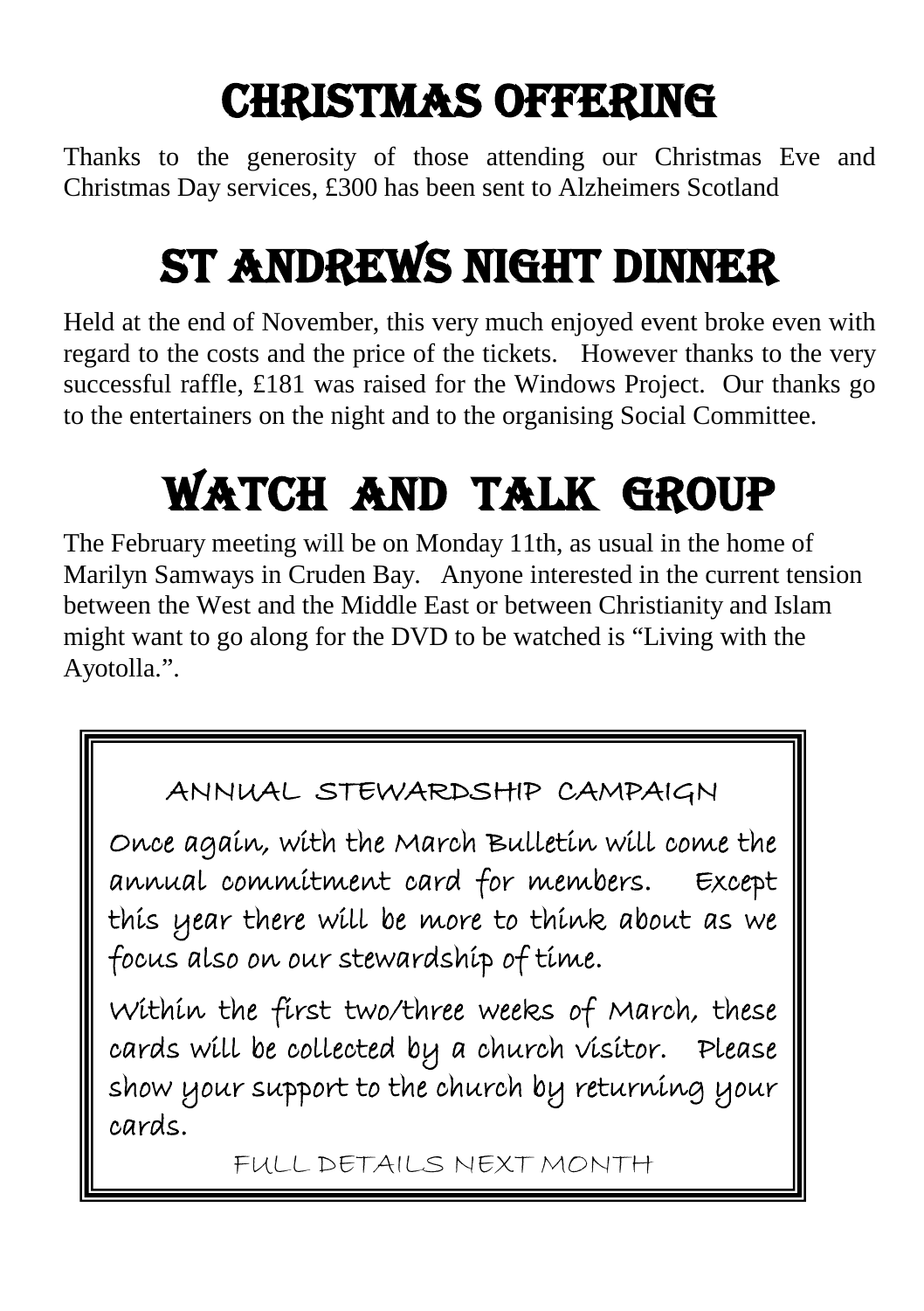# CHRISTMAS OFFERING

Thanks to the generosity of those attending our Christmas Eve and Christmas Day services, £300 has been sent to Alzheimers Scotland

# ST ANDREWS NIGHT DINNER

Held at the end of November, this very much enjoyed event broke even with regard to the costs and the price of the tickets. However thanks to the very successful raffle, £181 was raised for the Windows Project. Our thanks go to the entertainers on the night and to the organising Social Committee.

# WATCH AND TALK GROUP

The February meeting will be on Monday 11th, as usual in the home of Marilyn Samways in Cruden Bay. Anyone interested in the current tension between the West and the Middle East or between Christianity and Islam might want to go along for the DVD to be watched is "Living with the Ayotolla.".

## ANNUAL STEWARDSHIP CAMPAIGN

Once again, with the March Bulletin will come the annual commitment card for members. Except this year there will be more to think about as we focus also on our stewardship of time.

Within the first two/three weeks of March, these cards will be collected by a church visitor. Please show your support to the church by returning your cards.

FULL DETAILS NEXT MONTH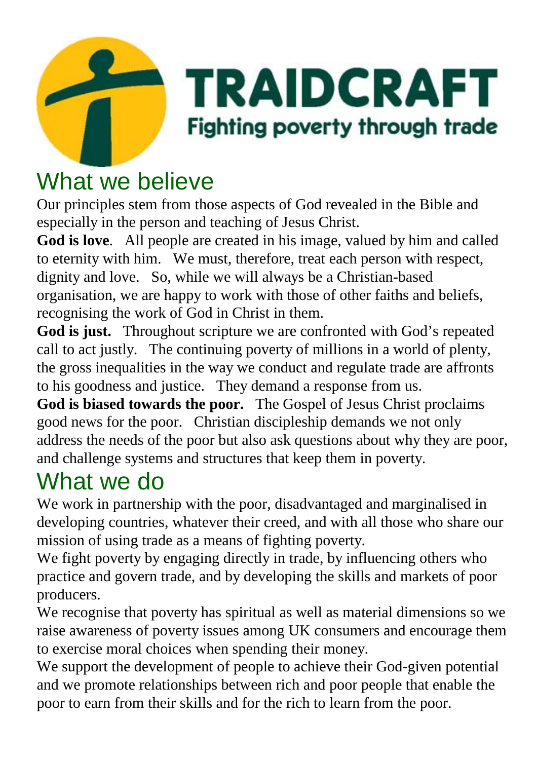# TRAIDCRAFT

Fighting poverty through trade

## What we believe

Our principles stem from those aspects of God revealed in the Bible and especially in the person and teaching of Jesus Christ.

**God is love**. All people are created in his image, valued by him and called to eternity with him. We must, therefore, treat each person with respect, dignity and love. So, while we will always be a Christian-based organisation, we are happy to work with those of other faiths and beliefs, recognising the work of God in Christ in them.

**God is just.** Throughout scripture we are confronted with God's repeated call to act justly. The continuing poverty of millions in a world of plenty, the gross inequalities in the way we conduct and regulate trade are affronts to his goodness and justice. They demand a response from us.

**God is biased towards the poor.** The Gospel of Jesus Christ proclaims good news for the poor. Christian discipleship demands we not only address the needs of the poor but also ask questions about why they are poor, and challenge systems and structures that keep them in poverty.

## What we do

We work in partnership with the poor, disadvantaged and marginalised in developing countries, whatever their creed, and with all those who share our mission of using trade as a means of fighting poverty.

We fight poverty by engaging directly in trade, by influencing others who practice and govern trade, and by developing the skills and markets of poor producers.

We recognise that poverty has spiritual as well as material dimensions so we raise awareness of poverty issues among UK consumers and encourage them to exercise moral choices when spending their money.

We support the development of people to achieve their God-given potential and we promote relationships between rich and poor people that enable the poor to earn from their skills and for the rich to learn from the poor.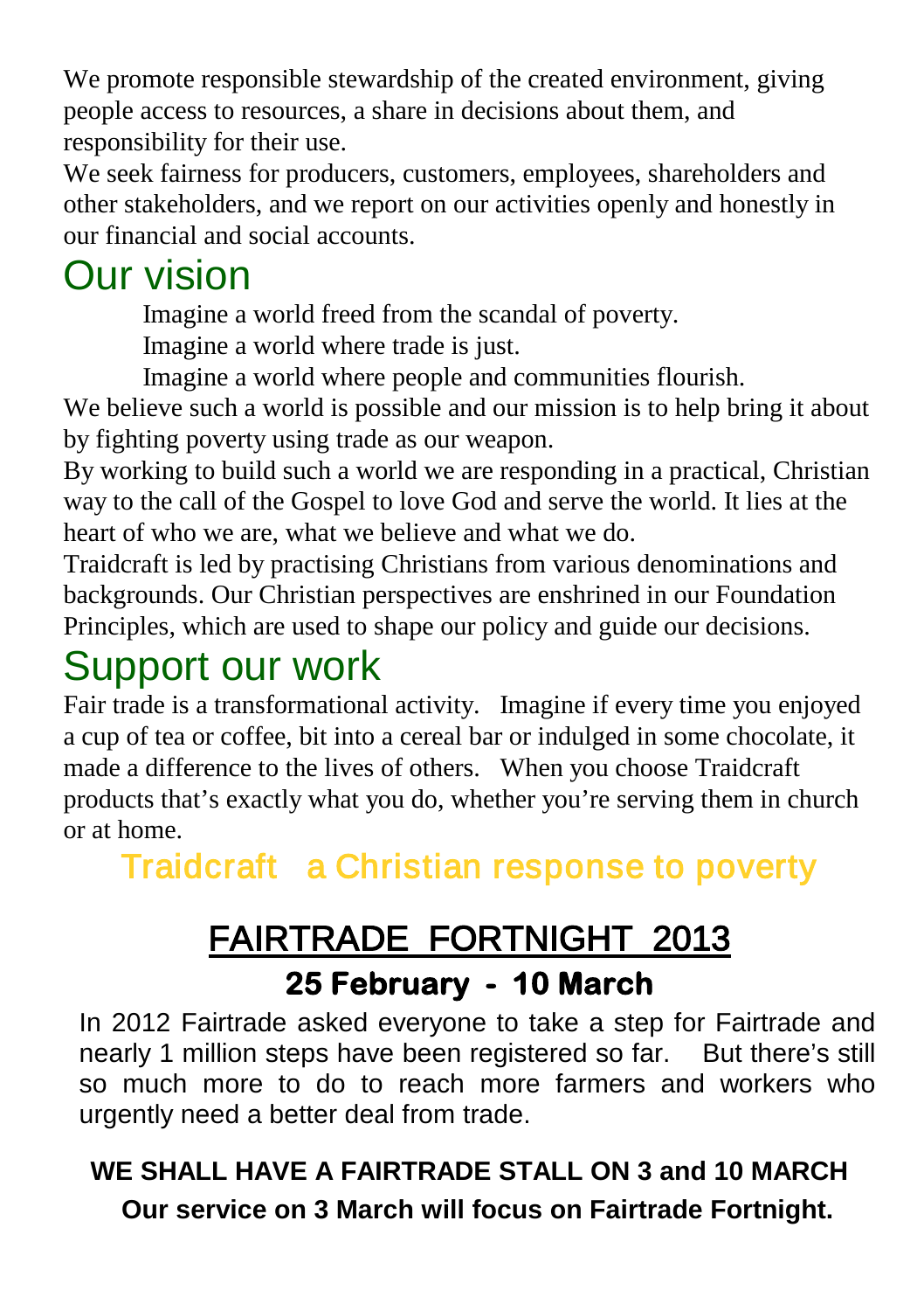We promote responsible stewardship of the created environment, giving people access to resources, a share in decisions about them, and responsibility for their use.

We seek fairness for producers, customers, employees, shareholders and other stakeholders, and we report on our activities openly and honestly in our financial and social accounts.

# Our vision

Imagine a world freed from the scandal of poverty.

Imagine a world where trade is just.

Imagine a world where people and communities flourish.

We believe such a world is possible and our mission is to help bring it about by fighting poverty using trade as our weapon.

By working to build such a world we are responding in a practical, Christian way to the call of the Gospel to love God and serve the world. It lies at the heart of who we are, what we believe and what we do.

Traidcraft is led by practising Christians from various denominations and backgrounds. Our Christian perspectives are enshrined in our Foundation Principles, which are used to shape our policy and guide our decisions.

# Support our work

Fair trade is a transformational activity. Imagine if every time you enjoyed a cup of tea or coffee, bit into a cereal bar or indulged in some chocolate, it made a difference to the lives of others. When you choose Traidcraft products that's exactly what you do, whether you're serving them in church or at home.

## Traidcraft a Christian response to poverty

# FAIRTRADE FORTNIGHT 2013

## 25 February - 10 March

In 2012 Fairtrade asked everyone to take a step for Fairtrade and nearly 1 million steps have been registered so far. But there's still so much more to do to reach more farmers and workers who urgently need a better deal from trade.

**WE SHALL HAVE A FAIRTRADE STALL ON 3 and 10 MARCH**

**Our service on 3 March will focus on Fairtrade Fortnight.**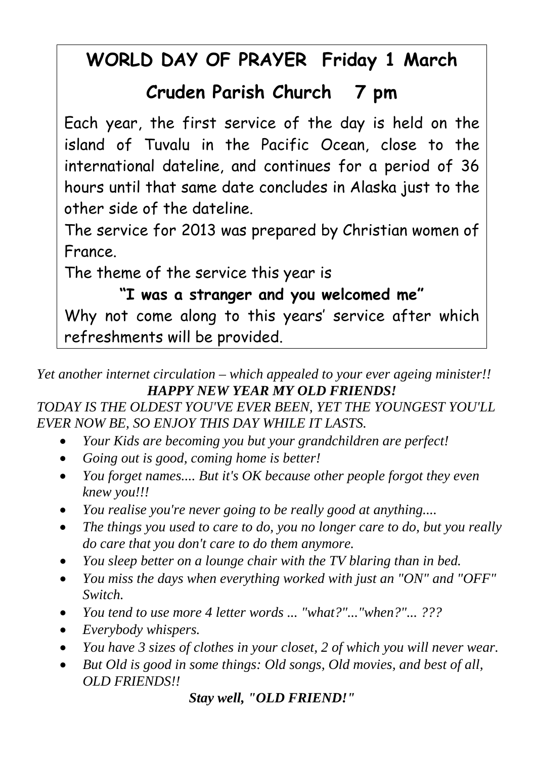## WORLD DAY OF PRAYER Friday 1 March

## Cruden Parish Church 7 pm

Each year, the first service of the day is held on the island of Tuvalu in the Pacific Ocean, close to the international dateline, and continues for a period of 36 hours until that same date concludes in Alaska just to the other side of the dateline.

The service for 2013 was prepared by Christian women of France.

The theme of the service this year is

**"I was a stranger and you welcomed me"**

Why not come along to this years' service after which refreshments will be provided.

*Yet another internet circulation – which appealed to your ever ageing minister!!*

***HAPPY NEW YEAR MY OLD FRIENDS!***

*TODAY IS THE OLDEST YOU'VE EVER BEEN, YET THE YOUNGEST YOU'LL EVER NOW BE, SO ENJOY THIS DAY WHILE IT LASTS.*

- *Your Kids are becoming you but your grandchildren are perfect!*
- *Going out is good, coming home is better!*
- *You forget names.... But it's OK because other people forgot they even knew you!!!*
- *You realise you're never going to be really good at anything....*
- *The things you used to care to do, you no longer care to do, but you really do care that you don't care to do them anymore.*
- *You sleep better on a lounge chair with the TV blaring than in bed.*
- *You miss the days when everything worked with just an "ON" and "OFF" Switch.*
- *You tend to use more 4 letter words ... "what?"..."when?"... ???*
- *Everybody whispers.*
- *You have 3 sizes of clothes in your closet, 2 of which you will never wear.*
- *But Old is good in some things: Old songs, Old movies, and best of all, OLD FRIENDS!!*

***Stay well, "OLD FRIEND!"***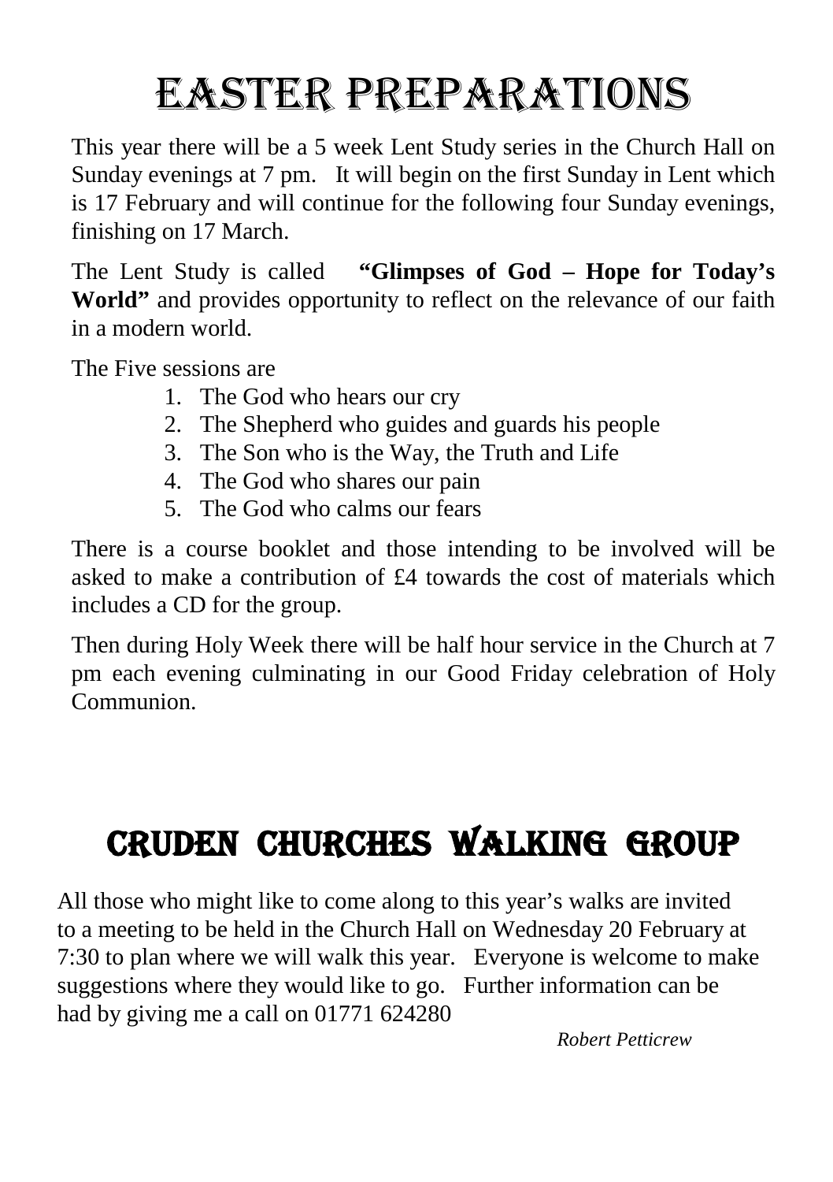# EASTER PREPARATIONS

This year there will be a 5 week Lent Study series in the Church Hall on Sunday evenings at 7 pm. It will begin on the first Sunday in Lent which is 17 February and will continue for the following four Sunday evenings, finishing on 17 March.

The Lent Study is called **"Glimpses of God – Hope for Today's World"** and provides opportunity to reflect on the relevance of our faith in a modern world.

The Five sessions are

1. The God who hears our cry
2. The Shepherd who guides and guards his people
3. The Son who is the Way, the Truth and Life
4. The God who shares our pain
5. The God who calms our fears

There is a course booklet and those intending to be involved will be asked to make a contribution of £4 towards the cost of materials which includes a CD for the group.

Then during Holy Week there will be half hour service in the Church at 7 pm each evening culminating in our Good Friday celebration of Holy Communion.

# CRUDEN CHURCHES WALKING GROUP

All those who might like to come along to this year's walks are invited to a meeting to be held in the Church Hall on Wednesday 20 February at 7:30 to plan where we will walk this year. Everyone is welcome to make suggestions where they would like to go. Further information can be had by giving me a call on 01771 624280

*Robert Petticrew*